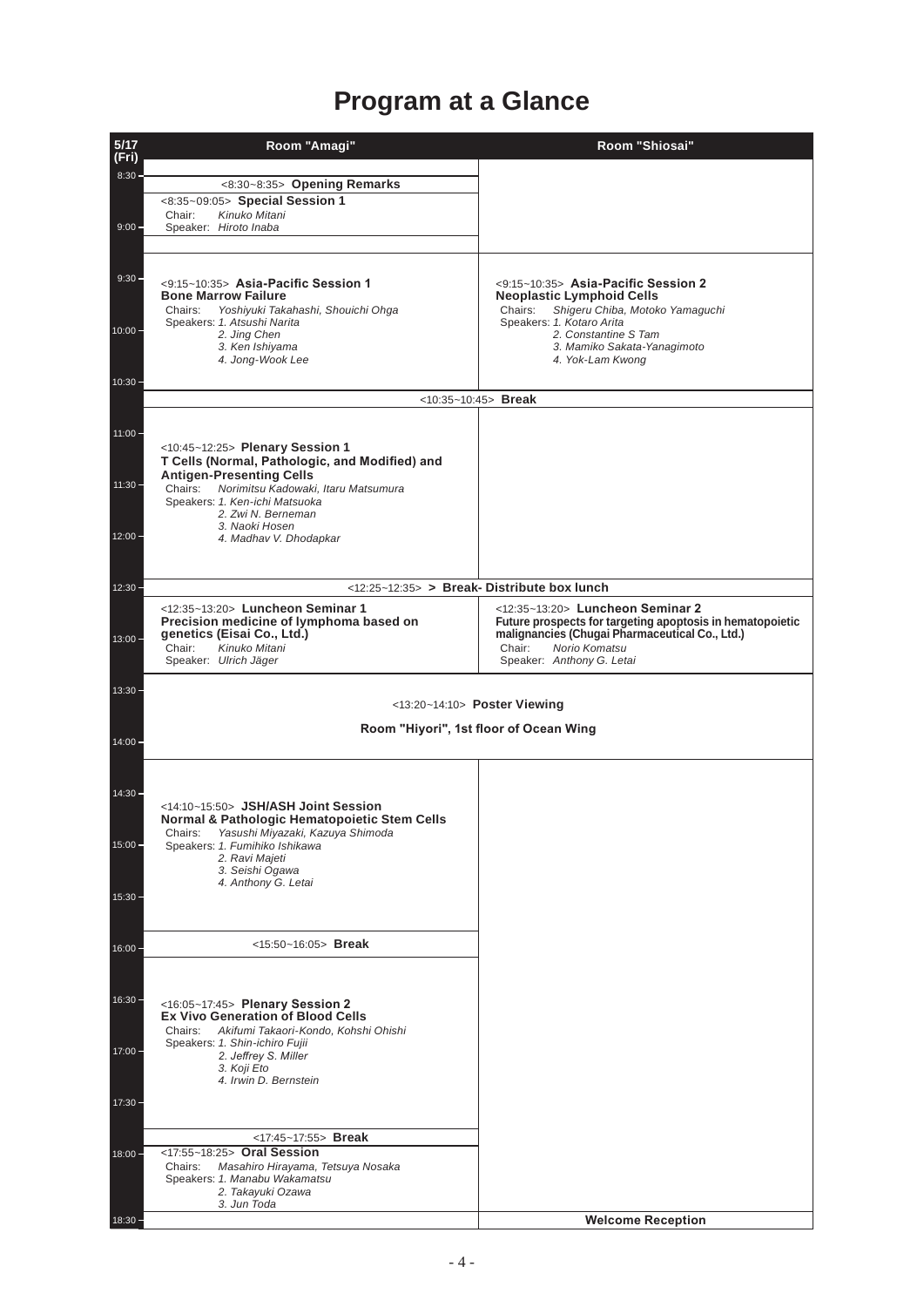# Program at a Glance

| 5/17 (Fri) | Room "Amagi" | Room "Shiosai" |
|---|---|---|
| 8:30 | <8:30~8:35> **Opening Remarks** | |
| | <8:35~09:05> **Special Session 1**<br>Chair: *Kinuko Mitani*<br>Speaker: *Hiroto Inaba* | |
| 9:30 | <9:15~10:35> **Asia-Pacific Session 1**<br>**Bone Marrow Failure**<br>Chairs: *Yoshiyuki Takahashi, Shouichi Ohga*<br>Speakers: *1. Atsushi Narita*<br>*2. Jing Chen*<br>*3. Ken Ishiyama*<br>*4. Jong-Wook Lee* | <9:15~10:35> **Asia-Pacific Session 2**<br>**Neoplastic Lymphoid Cells**<br>Chairs: *Shigeru Chiba, Motoko Yamaguchi*<br>Speakers: *1. Kotaro Arita*<br>*2. Constantine S Tam*<br>*3. Mamiko Sakata-Yanagimoto*<br>*4. Yok-Lam Kwong* |
| | <10:35~10:45> **Break** | |
| 11:00 | <10:45~12:25> **Plenary Session 1**<br>**T Cells (Normal, Pathologic, and Modified) and Antigen-Presenting Cells**<br>Chairs: *Norimitsu Kadowaki, Itaru Matsumura*<br>Speakers: *1. Ken-ichi Matsuoka*<br>*2. Zwi N. Berneman*<br>*3. Naoki Hosen*<br>*4. Madhav V. Dhodapkar* | |
| 12:30 | <12:25~12:35> **> Break- Distribute box lunch** | |
| | <12:35~13:20> **Luncheon Seminar 1**<br>**Precision medicine of lymphoma based on genetics (Eisai Co., Ltd.)**<br>Chair: *Kinuko Mitani*<br>Speaker: *Ulrich Jäger* | <12:35~13:20> **Luncheon Seminar 2**<br>**Future prospects for targeting apoptosis in hematopoietic malignancies (Chugai Pharmaceutical Co., Ltd.)**<br>Chair: *Norio Komatsu*<br>Speaker: *Anthony G. Letai* |
| 13:30 | <13:20~14:10> **Poster Viewing**<br>**Room "Hiyori", 1st floor of Ocean Wing** | |
| 14:30 | <14:10~15:50> **JSH/ASH Joint Session**<br>**Normal & Pathologic Hematopoietic Stem Cells**<br>Chairs: *Yasushi Miyazaki, Kazuya Shimoda*<br>Speakers: *1. Fumihiko Ishikawa*<br>*2. Ravi Majeti*<br>*3. Seishi Ogawa*<br>*4. Anthony G. Letai* | |
| 16:00 | <15:50~16:05> **Break** | |
| 16:30 | <16:05~17:45> **Plenary Session 2**<br>**Ex Vivo Generation of Blood Cells**<br>Chairs: *Akifumi Takaori-Kondo, Kohshi Ohishi*<br>Speakers: *1. Shin-ichiro Fujii*<br>*2. Jeffrey S. Miller*<br>*3. Koji Eto*<br>*4. Irwin D. Bernstein* | |
| | <17:45~17:55> **Break** | |
| 18:00 | <17:55~18:25> **Oral Session**<br>Chairs: *Masahiro Hirayama, Tetsuya Nosaka*<br>Speakers: *1. Manabu Wakamatsu*<br>*2. Takayuki Ozawa*<br>*3. Jun Toda* | |
| 18:30 | | **Welcome Reception** |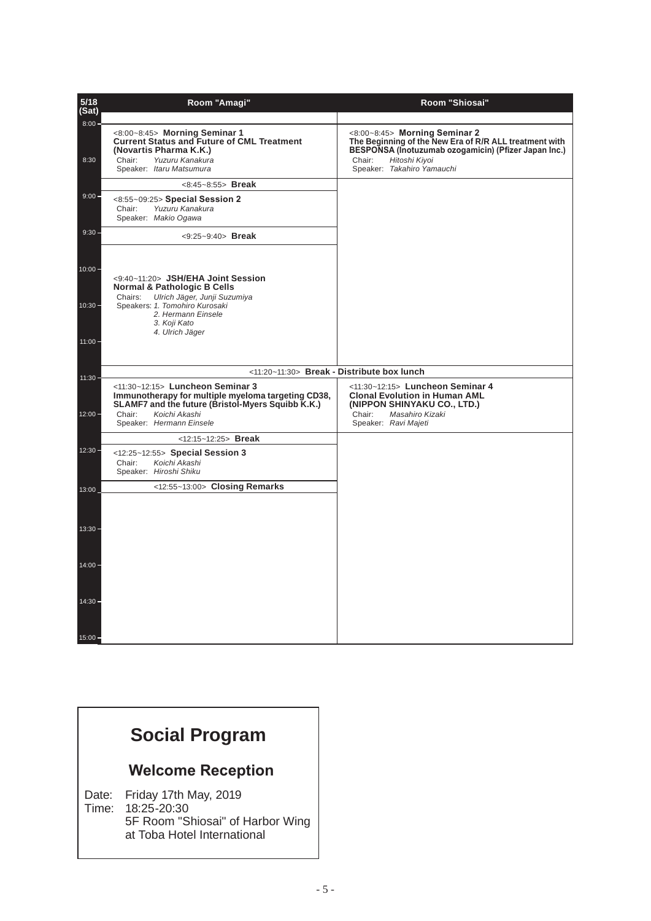| 5/18 (Sat) | Room "Amagi" | Room "Shiosai" |
| --- | --- | --- |
| 8:00–8:45 | <8:00~8:45> **Morning Seminar 1** **Current Status and Future of CML Treatment (Novartis Pharma K.K.)** Chair: *Yuzuru Kanakura* Speaker: *Itaru Matsumura* | <8:00~8:45> **Morning Seminar 2** **The Beginning of the New Era of R/R ALL treatment with BESPONSA (Inotuzumab ozogamicin) (Pfizer Japan Inc.)** Chair: *Hitoshi Kiyoi* Speaker: *Takahiro Yamauchi* |
| 8:45–8:55 | <8:45~8:55> **Break** | |
| 8:55–9:25 | <8:55~09:25> **Special Session 2** Chair: *Yuzuru Kanakura* Speaker: *Makio Ogawa* | |
| 9:25–9:40 | <9:25~9:40> **Break** | |
| 9:40–11:20 | <9:40~11:20> **JSH/EHA Joint Session** **Normal & Pathologic B Cells** Chairs: *Ulrich Jäger, Junji Suzumiya* Speakers: *1. Tomohiro Kurosaki* *2. Hermann Einsele* *3. Koji Kato* *4. Ulrich Jäger* | |
| 11:20–11:30 | <11:20~11:30> **Break - Distribute box lunch** | <11:20~11:30> **Break - Distribute box lunch** |
| 11:30–12:15 | <11:30~12:15> **Luncheon Seminar 3** **Immunotherapy for multiple myeloma targeting CD38, SLAMF7 and the future (Bristol-Myers Squibb K.K.)** Chair: *Koichi Akashi* Speaker: *Hermann Einsele* | <11:30~12:15> **Luncheon Seminar 4** **Clonal Evolution in Human AML (NIPPON SHINYAKU CO., LTD.)** Chair: *Masahiro Kizaki* Speaker: *Ravi Majeti* |
| 12:15–12:25 | <12:15~12:25> **Break** | |
| 12:25–12:55 | <12:25~12:55> **Special Session 3** Chair: *Koichi Akashi* Speaker: *Hiroshi Shiku* | |
| 12:55–13:00 | <12:55~13:00> **Closing Remarks** | |

# Social Program

## Welcome Reception

Date: Friday 17th May, 2019

Time: 18:25-20:30

5F Room "Shiosai" of Harbor Wing at Toba Hotel International